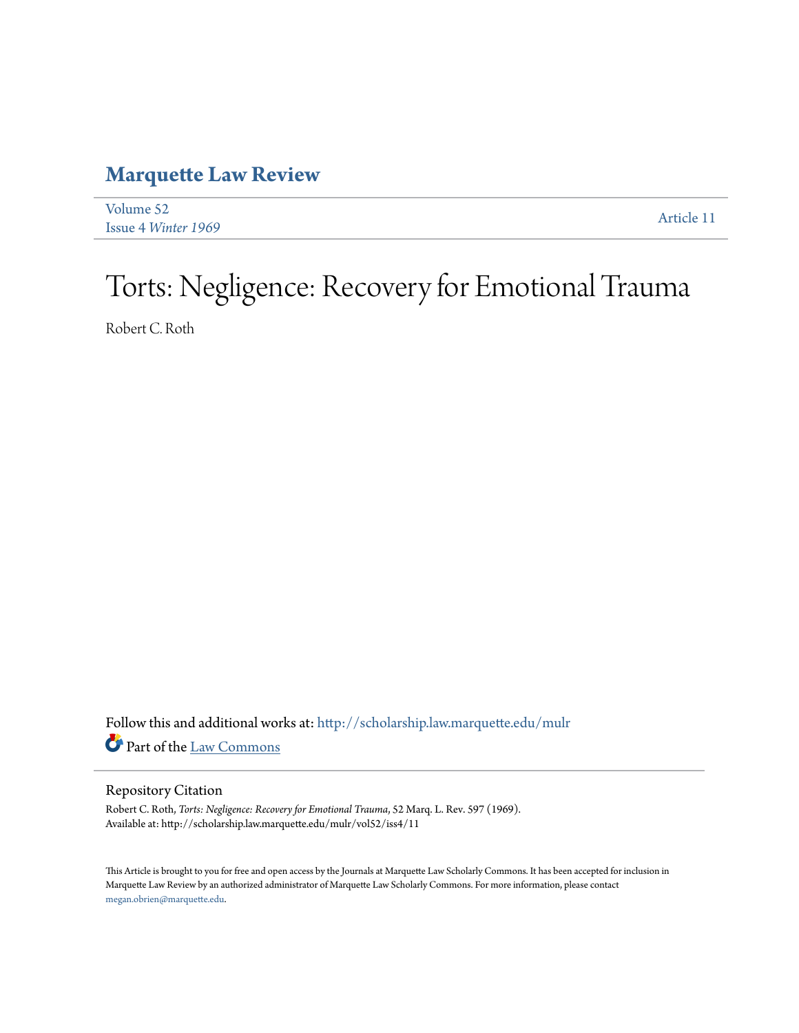# Marquette Law Review

Volume 52
Issue 4 *Winter 1969*

Article 11

# Torts: Negligence: Recovery for Emotional Trauma

Robert C. Roth

Follow this and additional works at: http://scholarship.law.marquette.edu/mulr

Part of the Law Commons

## Repository Citation

Robert C. Roth, *Torts: Negligence: Recovery for Emotional Trauma*, 52 Marq. L. Rev. 597 (1969).
Available at: http://scholarship.law.marquette.edu/mulr/vol52/iss4/11

This Article is brought to you for free and open access by the Journals at Marquette Law Scholarly Commons. It has been accepted for inclusion in Marquette Law Review by an authorized administrator of Marquette Law Scholarly Commons. For more information, please contact megan.obrien@marquette.edu.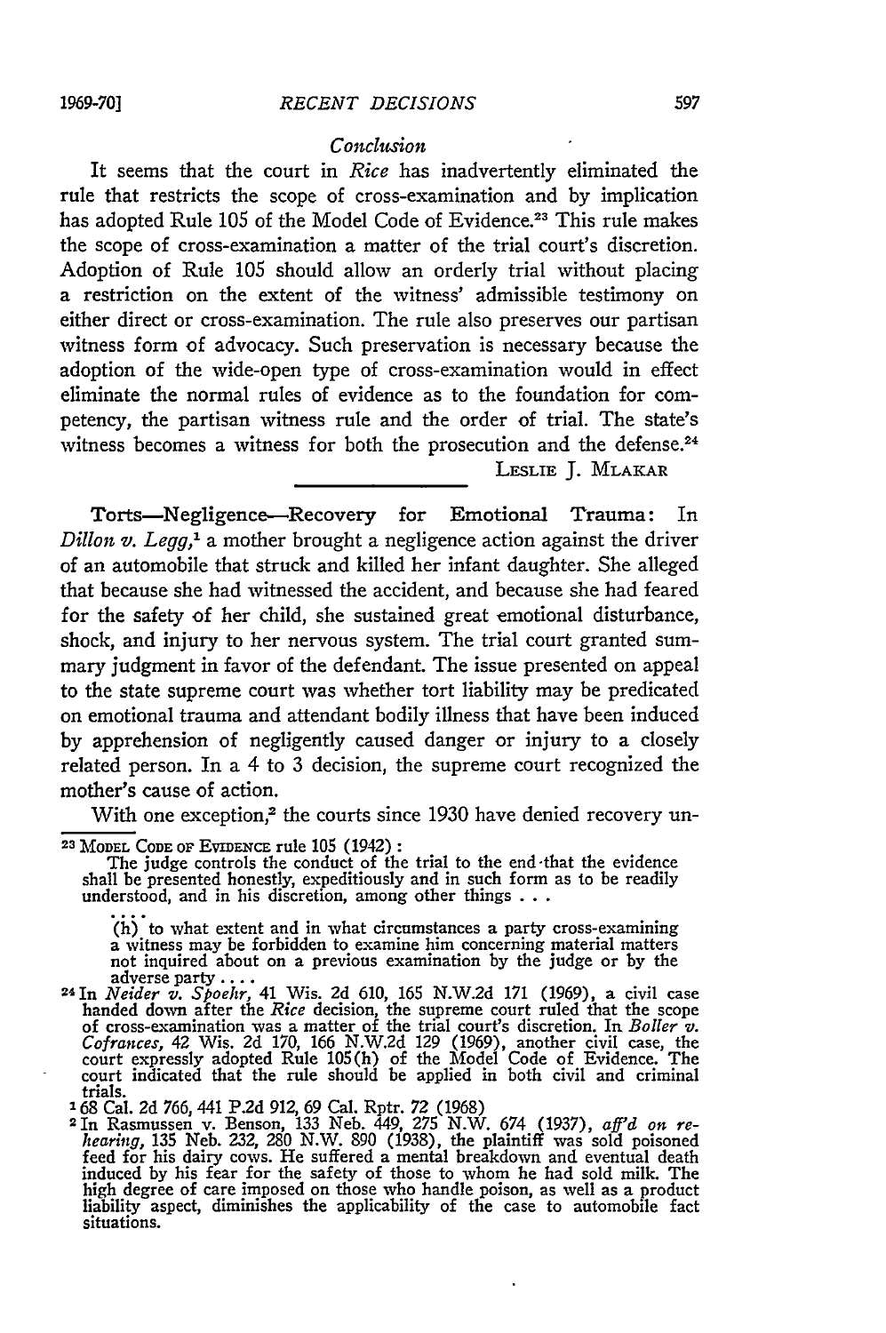*Conclusion*

It seems that the court in *Rice* has inadvertently eliminated the rule that restricts the scope of cross-examination and by implication has adopted Rule 105 of the Model Code of Evidence.[23] This rule makes the scope of cross-examination a matter of the trial court's discretion. Adoption of Rule 105 should allow an orderly trial without placing a restriction on the extent of the witness' admissible testimony on either direct or cross-examination. The rule also preserves our partisan witness form of advocacy. Such preservation is necessary because the adoption of the wide-open type of cross-examination would in effect eliminate the normal rules of evidence as to the foundation for competency, the partisan witness rule and the order of trial. The state's witness becomes a witness for both the prosecution and the defense.[24]

LESLIE J. MLAKAR

---

Torts—Negligence—Recovery for Emotional Trauma: In *Dillon v. Legg*,[1] a mother brought a negligence action against the driver of an automobile that struck and killed her infant daughter. She alleged that because she had witnessed the accident, and because she had feared for the safety of her child, she sustained great emotional disturbance, shock, and injury to her nervous system. The trial court granted summary judgment in favor of the defendant. The issue presented on appeal to the state supreme court was whether tort liability may be predicated on emotional trauma and attendant bodily illness that have been induced by apprehension of negligently caused danger or injury to a closely related person. In a 4 to 3 decision, the supreme court recognized the mother's cause of action.

With one exception,[2] the courts since 1930 have denied recovery un-

---

[23] MODEL CODE OF EVIDENCE rule 105 (1942):

The judge controls the conduct of the trial to the end that the evidence shall be presented honestly, expeditiously and in such form as to be readily understood, and in his discretion, among other things . . .

. . . .

(h) to what extent and in what circumstances a party cross-examining a witness may be forbidden to examine him concerning material matters not inquired about on a previous examination by the judge or by the adverse party . . . .

[24] In *Neider v. Spoehr*, 41 Wis. 2d 610, 165 N.W.2d 171 (1969), a civil case handed down after the *Rice* decision, the supreme court ruled that the scope of cross-examination was a matter of the trial court's discretion. In *Boller v. Cofrances*, 42 Wis. 2d 170, 166 N.W.2d 129 (1969), another civil case, the court expressly adopted Rule 105(h) of the Model Code of Evidence. The court indicated that the rule should be applied in both civil and criminal trials.

[1] 68 Cal. 2d 766, 441 P.2d 912, 69 Cal. Rptr. 72 (1968)

[2] In Rasmussen v. Benson, 133 Neb. 449, 275 N.W. 674 (1937), *aff'd on rehearing*, 135 Neb. 232, 280 N.W. 890 (1938), the plaintiff was sold poisoned feed for his dairy cows. He suffered a mental breakdown and eventual death induced by his fear for the safety of those to whom he had sold milk. The high degree of care imposed on those who handle poison, as well as a product liability aspect, diminishes the applicability of the case to automobile fact situations.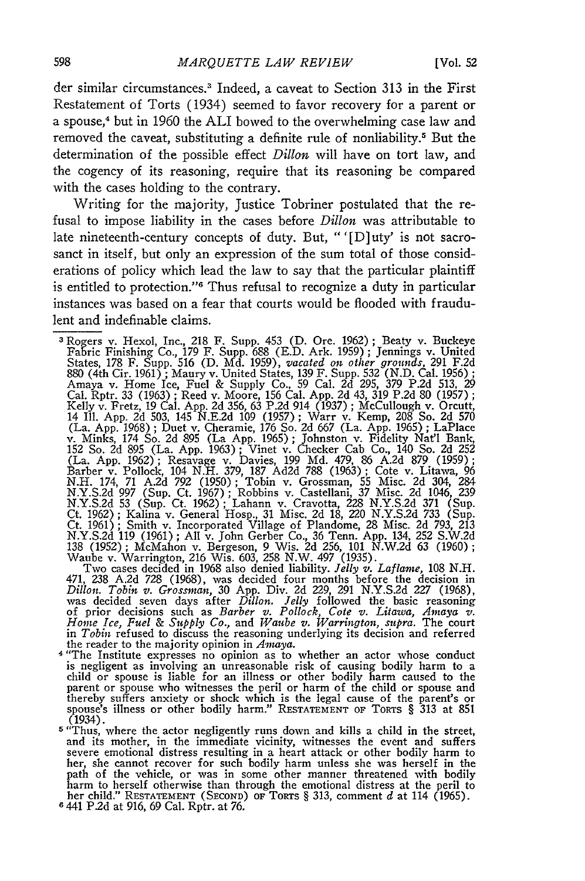der similar circumstances.[3] Indeed, a caveat to Section 313 in the First Restatement of Torts (1934) seemed to favor recovery for a parent or a spouse,[4] but in 1960 the ALI bowed to the overwhelming case law and removed the caveat, substituting a definite rule of nonliability.[5] But the determination of the possible effect *Dillon* will have on tort law, and the cogency of its reasoning, require that its reasoning be compared with the cases holding to the contrary.

Writing for the majority, Justice Tobriner postulated that the refusal to impose liability in the cases before *Dillon* was attributable to late nineteenth-century concepts of duty. But, "'[D]uty' is not sacrosanct in itself, but only an expression of the sum total of those considerations of policy which lead the law to say that the particular plaintiff is entitled to protection."[6] Thus refusal to recognize a duty in particular instances was based on a fear that courts would be flooded with fraudulent and indefinable claims.

---

[3] Rogers v. Hexol, Inc., 218 F. Supp. 453 (D. Ore. 1962); Beaty v. Buckeye Fabric Finishing Co., 179 F. Supp. 688 (E.D. Ark. 1959); Jennings v. United States, 178 F. Supp. 516 (D. Md. 1959), *vacated on other grounds*, 291 F.2d 880 (4th Cir. 1961); Maury v. United States, 139 F. Supp. 532 (N.D. Cal. 1956); Amaya v. Home Ice, Fuel & Supply Co., 59 Cal. 2d 295, 379 P.2d 513, 29 Cal. Rptr. 33 (1963); Reed v. Moore, 156 Cal. App. 2d 43, 319 P.2d 80 (1957); Kelly v. Fretz, 19 Cal. App. 2d 356, 63 P.2d 914 (1937); McCullough v. Orcutt, 14 Ill. App. 2d 503, 145 N.E.2d 109 (1957); Warr v. Kemp, 208 So. 2d 570 (La. App. 1968); Duet v. Cheramie, 176 So. 2d 667 (La. App. 1965); LaPlace v. Minks, 174 So. 2d 895 (La App. 1965); Johnston v. Fidelity Nat'l Bank, 152 So. 2d 895 (La. App. 1963); Vinet v. Checker Cab Co., 140 So. 2d 252 (La. App. 1962); Resavage v. Davies, 199 Md. 479, 86 A.2d 879 (1959); Barber v. Pollock, 104 N.H. 379, 187 Ad2d 788 (1963); Cote v. Litawa, 96 N.H. 174, 71 A.2d 792 (1950); Tobin v. Grossman, 55 Misc. 2d 304, 284 N.Y.S.2d 997 (Sup. Ct. 1967); Robbins v. Castellani, 37 Misc. 2d 1046, 239 N.Y.S.2d 53 (Sup. Ct. 1962); Lahann v. Cravotta, 228 N.Y.S.2d 371 (Sup. Ct. 1962); Kalina v. General Hosp., 31 Misc. 2d 18, 220 N.Y.S.2d 733 (Sup. Ct. 1961); Smith v. Incorporated Village of Plandome, 28 Misc. 2d 793, 213 N.Y.S.2d 119 (1961); All v. John Gerber Co., 36 Tenn. App. 134, 252 S.W.2d 138 (1952); McMahon v. Bergeson, 9 Wis. 2d 256, 101 N.W.2d 63 (1960); Waube v. Warrington, 216 Wis. 603, 258 N.W. 497 (1935).

Two cases decided in 1968 also denied liability. *Jelly v. Laflame*, 108 N.H. 471, 238 A.2d 728 (1968), was decided four months before the decision in *Dillon*. *Tobin v. Grossman*, 30 App. Div. 2d 229, 291 N.Y.S.2d 227 (1968), was decided seven days after *Dillon*. *Jelly* followed the basic reasoning of prior decisions such as *Barber v. Pollock, Cote v. Litawa, Amaya v. Home Ice, Fuel & Supply Co.*, and *Waube v. Warrington*, *supra*. The court in *Tobin* refused to discuss the reasoning underlying its decision and referred the reader to the majority opinion in *Amaya*.

[4] "The Institute expresses no opinion as to whether an actor whose conduct is negligent as involving an unreasonable risk of causing bodily harm to a child or spouse is liable for an illness or other bodily harm caused to the parent or spouse who witnesses the peril or harm of the child or spouse and thereby suffers anxiety or shock which is the legal cause of the parent's or spouse's illness or other bodily harm." RESTATEMENT OF TORTS § 313 at 851 (1934).

[5] "Thus, where the actor negligently runs down and kills a child in the street, and its mother, in the immediate vicinity, witnesses the event and suffers severe emotional distress resulting in a heart attack or other bodily harm to her, she cannot recover for such bodily harm unless she was herself in the path of the vehicle, or was in some other manner threatened with bodily harm to herself otherwise than through the emotional distress at the peril to her child." RESTATEMENT (SECOND) OF TORTS § 313, comment *d* at 114 (1965).

[6] 441 P.2d at 916, 69 Cal. Rptr. at 76.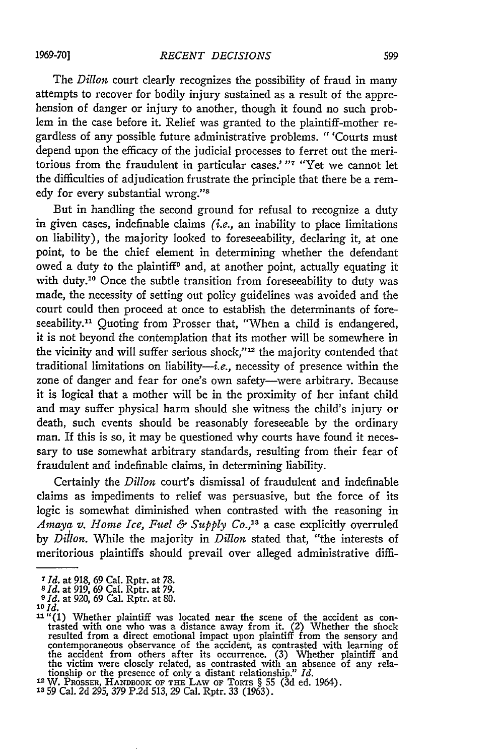The *Dillon* court clearly recognizes the possibility of fraud in many attempts to recover for bodily injury sustained as a result of the apprehension of danger or injury to another, though it found no such problem in the case before it. Relief was granted to the plaintiff-mother regardless of any possible future administrative problems. " 'Courts must depend upon the efficacy of the judicial processes to ferret out the meritorious from the fraudulent in particular cases.' "[7] "Yet we cannot let the difficulties of adjudication frustrate the principle that there be a remedy for every substantial wrong."[8]

But in handling the second ground for refusal to recognize a duty in given cases, indefinable claims (*i.e.*, an inability to place limitations on liability), the majority looked to foreseeability, declaring it, at one point, to be the chief element in determining whether the defendant owed a duty to the plaintiff[9] and, at another point, actually equating it with duty.[10] Once the subtle transition from foreseeability to duty was made, the necessity of setting out policy guidelines was avoided and the court could then proceed at once to establish the determinants of foreseeability.[11] Quoting from Prosser that, "When a child is endangered, it is not beyond the contemplation that its mother will be somewhere in the vicinity and will suffer serious shock,"[12] the majority contended that traditional limitations on liability—*i.e.*, necessity of presence within the zone of danger and fear for one's own safety—were arbitrary. Because it is logical that a mother will be in the proximity of her infant child and may suffer physical harm should she witness the child's injury or death, such events should be reasonably foreseeable by the ordinary man. If this is so, it may be questioned why courts have found it necessary to use somewhat arbitrary standards, resulting from their fear of fraudulent and indefinable claims, in determining liability.

Certainly the *Dillon* court's dismissal of fraudulent and indefinable claims as impediments to relief was persuasive, but the force of its logic is somewhat diminished when contrasted with the reasoning in *Amaya v. Home Ice, Fuel & Supply Co.*,[13] a case explicitly overruled by *Dillon*. While the majority in *Dillon* stated that, "the interests of meritorious plaintiffs should prevail over alleged administrative diffi-

---

[7] *Id.* at 918, 69 Cal. Rptr. at 78.
[8] *Id.* at 919, 69 Cal. Rptr. at 79.
[9] *Id.* at 920, 69 Cal. Rptr. at 80.
[10] *Id.*
[11] "(1) Whether plaintiff was located near the scene of the accident as contrasted with one who was a distance away from it. (2) Whether the shock resulted from a direct emotional impact upon plaintiff from the sensory and contemporaneous observance of the accident, as contrasted with learning of the accident from others after its occurrence. (3) Whether plaintiff and the victim were closely related, as contrasted with an absence of any relationship or the presence of only a distant relationship." *Id.*
[12] W. PROSSER, HANDBOOK OF THE LAW OF TORTS § 55 (3d ed. 1964).
[13] 59 Cal. 2d 295, 379 P.2d 513, 29 Cal. Rptr. 33 (1963).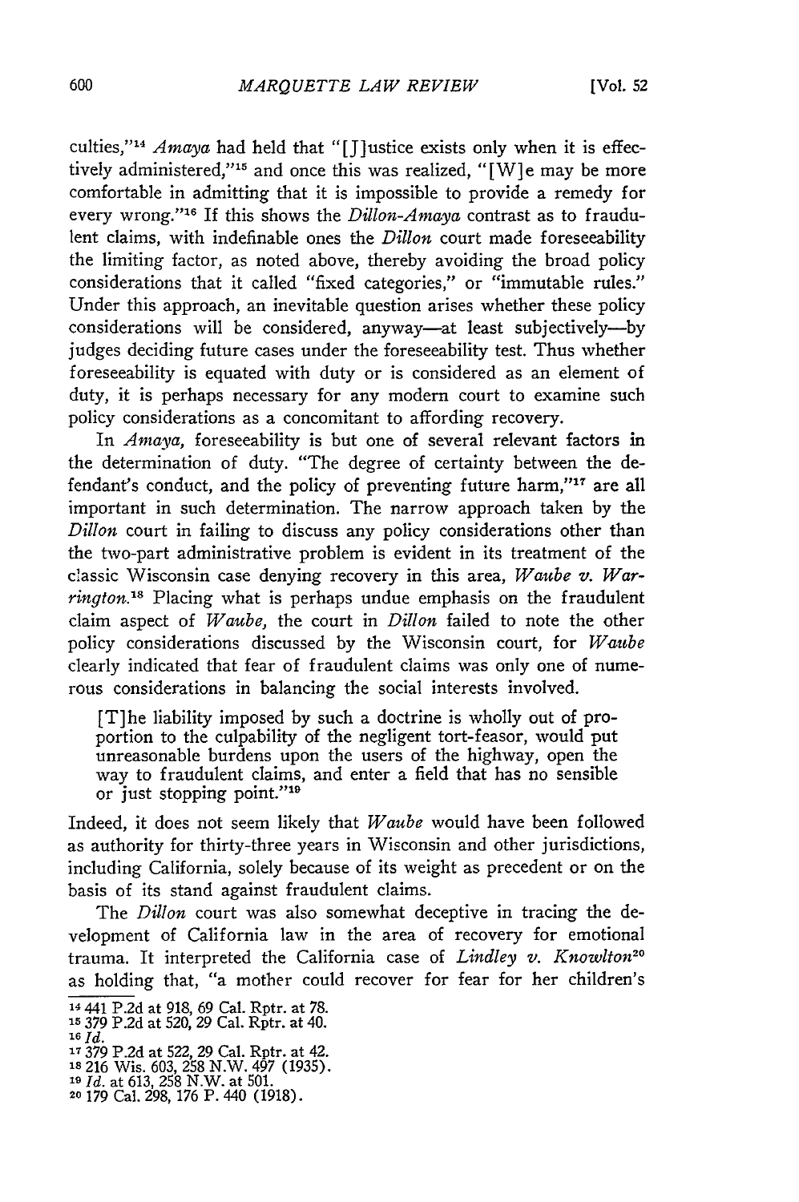culties,"[14] *Amaya* had held that "[J]ustice exists only when it is effectively administered,"[15] and once this was realized, "[W]e may be more comfortable in admitting that it is impossible to provide a remedy for every wrong."[16] If this shows the *Dillon-Amaya* contrast as to fraudulent claims, with indefinable ones the *Dillon* court made foreseeability the limiting factor, as noted above, thereby avoiding the broad policy considerations that it called "fixed categories," or "immutable rules." Under this approach, an inevitable question arises whether these policy considerations will be considered, anyway—at least subjectively—by judges deciding future cases under the foreseeability test. Thus whether foreseeability is equated with duty or is considered as an element of duty, it is perhaps necessary for any modern court to examine such policy considerations as a concomitant to affording recovery.

In *Amaya*, foreseeability is but one of several relevant factors in the determination of duty. "The degree of certainty between the defendant's conduct, and the policy of preventing future harm,"[17] are all important in such determination. The narrow approach taken by the *Dillon* court in failing to discuss any policy considerations other than the two-part administrative problem is evident in its treatment of the classic Wisconsin case denying recovery in this area, *Waube v. Warrington*.[18] Placing what is perhaps undue emphasis on the fraudulent claim aspect of *Waube*, the court in *Dillon* failed to note the other policy considerations discussed by the Wisconsin court, for *Waube* clearly indicated that fear of fraudulent claims was only one of numerous considerations in balancing the social interests involved.

> [T]he liability imposed by such a doctrine is wholly out of proportion to the culpability of the negligent tort-feasor, would put unreasonable burdens upon the users of the highway, open the way to fraudulent claims, and enter a field that has no sensible or just stopping point."[19]

Indeed, it does not seem likely that *Waube* would have been followed as authority for thirty-three years in Wisconsin and other jurisdictions, including California, solely because of its weight as precedent or on the basis of its stand against fraudulent claims.

The *Dillon* court was also somewhat deceptive in tracing the development of California law in the area of recovery for emotional trauma. It interpreted the California case of *Lindley v. Knowlton*[20] as holding that, "a mother could recover for fear for her children's

---

[14] 441 P.2d at 918, 69 Cal. Rptr. at 78.
[15] 379 P.2d at 520, 29 Cal. Rptr. at 40.
[16] *Id.*
[17] 379 P.2d at 522, 29 Cal. Rptr. at 42.
[18] 216 Wis. 603, 258 N.W. 497 (1935).
[19] *Id.* at 613, 258 N.W. at 501.
[20] 179 Cal. 298, 176 P. 440 (1918).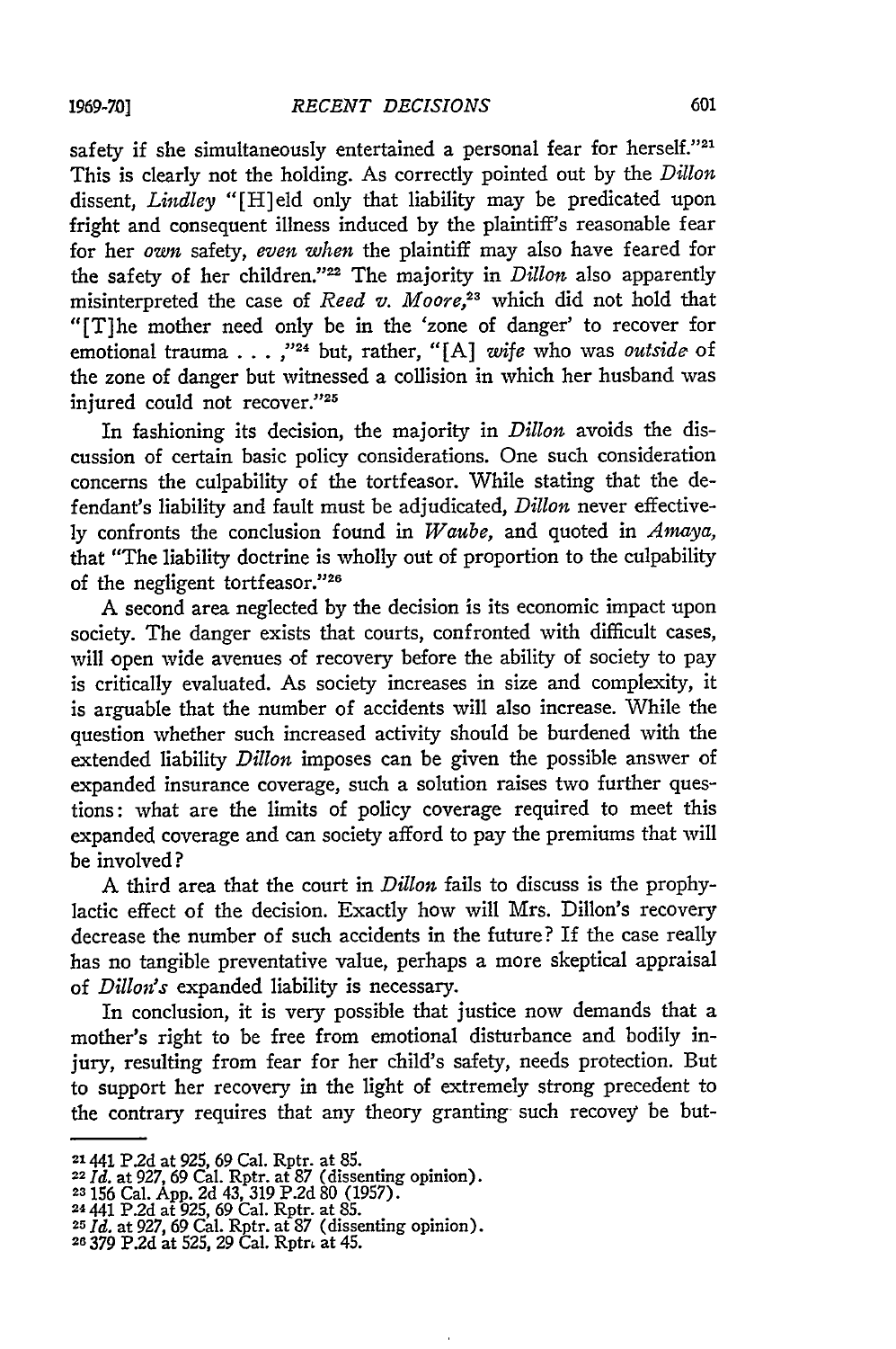safety if she simultaneously entertained a personal fear for herself."[21] This is clearly not the holding. As correctly pointed out by the *Dillon* dissent, *Lindley* "[H]eld only that liability may be predicated upon fright and consequent illness induced by the plaintiff's reasonable fear for her *own* safety, *even when* the plaintiff may also have feared for the safety of her children."[22] The majority in *Dillon* also apparently misinterpreted the case of *Reed v. Moore*,[23] which did not hold that "[T]he mother need only be in the 'zone of danger' to recover for emotional trauma . . . ,"[24] but, rather, "[A] *wife* who was *outside* of the zone of danger but witnessed a collision in which her husband was injured could not recover."[25]

In fashioning its decision, the majority in *Dillon* avoids the discussion of certain basic policy considerations. One such consideration concerns the culpability of the tortfeasor. While stating that the defendant's liability and fault must be adjudicated, *Dillon* never effectively confronts the conclusion found in *Waube*, and quoted in *Amaya*, that "The liability doctrine is wholly out of proportion to the culpability of the negligent tortfeasor."[26]

A second area neglected by the decision is its economic impact upon society. The danger exists that courts, confronted with difficult cases, will open wide avenues of recovery before the ability of society to pay is critically evaluated. As society increases in size and complexity, it is arguable that the number of accidents will also increase. While the question whether such increased activity should be burdened with the extended liability *Dillon* imposes can be given the possible answer of expanded insurance coverage, such a solution raises two further questions: what are the limits of policy coverage required to meet this expanded coverage and can society afford to pay the premiums that will be involved?

A third area that the court in *Dillon* fails to discuss is the prophylactic effect of the decision. Exactly how will Mrs. Dillon's recovery decrease the number of such accidents in the future? If the case really has no tangible preventative value, perhaps a more skeptical appraisal of *Dillon's* expanded liability is necessary.

In conclusion, it is very possible that justice now demands that a mother's right to be free from emotional disturbance and bodily injury, resulting from fear for her child's safety, needs protection. But to support her recovery in the light of extremely strong precedent to the contrary requires that any theory granting such recovey be but-

---

[21] 441 P.2d at 925, 69 Cal. Rptr. at 85.
[22] *Id.* at 927, 69 Cal. Rptr. at 87 (dissenting opinion).
[23] 156 Cal. App. 2d 43, 319 P.2d 80 (1957).
[24] 441 P.2d at 925, 69 Cal. Rptr. at 85.
[25] *Id.* at 927, 69 Cal. Rptr. at 87 (dissenting opinion).
[26] 379 P.2d at 525, 29 Cal. Rptr. at 45.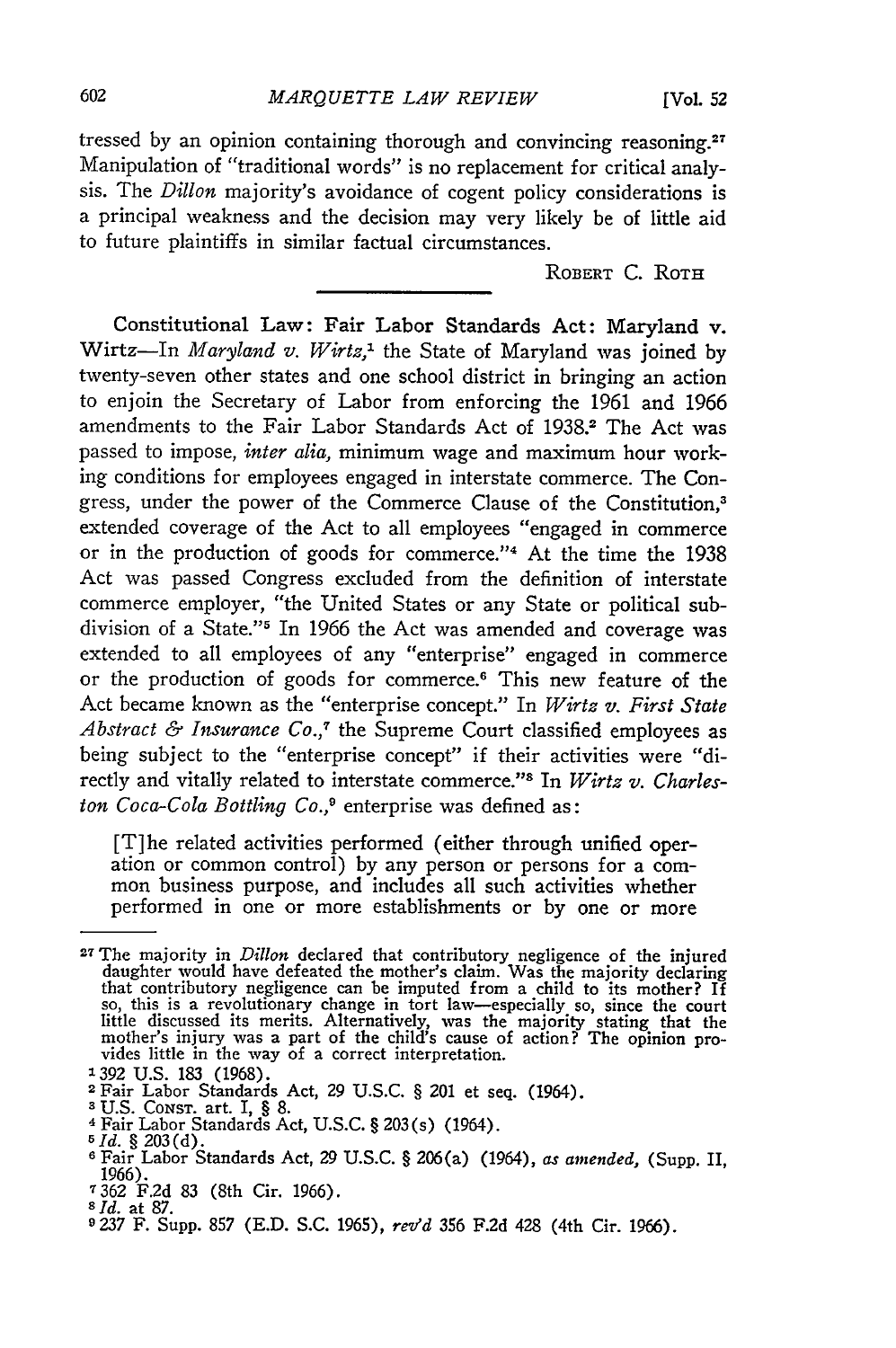tressed by an opinion containing thorough and convincing reasoning.[27] Manipulation of "traditional words" is no replacement for critical analysis. The *Dillon* majority's avoidance of cogent policy considerations is a principal weakness and the decision may very likely be of little aid to future plaintiffs in similar factual circumstances.

ROBERT C. ROTH

---

**Constitutional Law: Fair Labor Standards Act: Maryland v. Wirtz**—In *Maryland v. Wirtz*,[1] the State of Maryland was joined by twenty-seven other states and one school district in bringing an action to enjoin the Secretary of Labor from enforcing the 1961 and 1966 amendments to the Fair Labor Standards Act of 1938.[2] The Act was passed to impose, *inter alia*, minimum wage and maximum hour working conditions for employees engaged in interstate commerce. The Congress, under the power of the Commerce Clause of the Constitution,[3] extended coverage of the Act to all employees "engaged in commerce or in the production of goods for commerce."[4] At the time the 1938 Act was passed Congress excluded from the definition of interstate commerce employer, "the United States or any State or political subdivision of a State."[5] In 1966 the Act was amended and coverage was extended to all employees of any "enterprise" engaged in commerce or the production of goods for commerce.[6] This new feature of the Act became known as the "enterprise concept." In *Wirtz v. First State Abstract & Insurance Co.*,[7] the Supreme Court classified employees as being subject to the "enterprise concept" if their activities were "directly and vitally related to interstate commerce."[8] In *Wirtz v. Charleston Coca-Cola Bottling Co.*,[9] enterprise was defined as:

> [T]he related activities performed (either through unified operation or common control) by any person or persons for a common business purpose, and includes all such activities whether performed in one or more establishments or by one or more

---

[27] The majority in *Dillon* declared that contributory negligence of the injured daughter would have defeated the mother's claim. Was the majority declaring that contributory negligence can be imputed from a child to its mother? If so, this is a revolutionary change in tort law—especially so, since the court little discussed its merits. Alternatively, was the majority stating that the mother's injury was a part of the child's cause of action? The opinion provides little in the way of a correct interpretation.

[1] 392 U.S. 183 (1968).

[2] Fair Labor Standards Act, 29 U.S.C. § 201 et seq. (1964).

[3] U.S. CONST. art. I, § 8.

[4] Fair Labor Standards Act, U.S.C. § 203(s) (1964).

[5] *Id.* § 203(d).

[6] Fair Labor Standards Act, 29 U.S.C. § 206(a) (1964), *as amended*, (Supp. II, 1966).

[7] 362 F.2d 83 (8th Cir. 1966).

[8] *Id.* at 87.

[9] 237 F. Supp. 857 (E.D. S.C. 1965), *rev'd* 356 F.2d 428 (4th Cir. 1966).